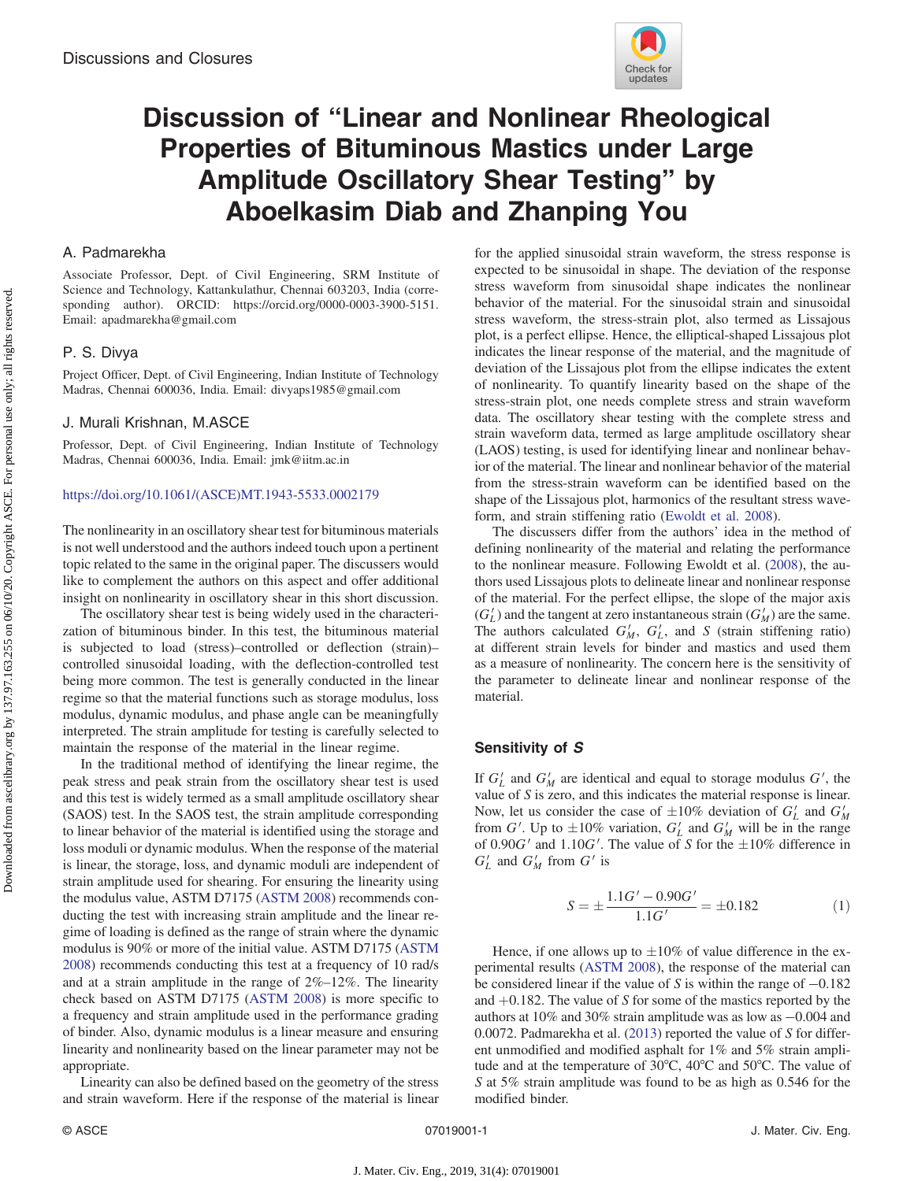Discussions and Closures

# Discussion of "Linear and Nonlinear Rheological Properties of Bituminous Mastics under Large Amplitude Oscillatory Shear Testing" by Aboelkasim Diab and Zhanping You

**A. Padmarekha**

Associate Professor, Dept. of Civil Engineering, SRM Institute of Science and Technology, Kattankulathur, Chennai 603203, India (corresponding author). ORCID: https://orcid.org/0000-0003-3900-5151. Email: apadmarekha@gmail.com

**P. S. Divya**

Project Officer, Dept. of Civil Engineering, Indian Institute of Technology Madras, Chennai 600036, India. Email: divyaps1985@gmail.com

**J. Murali Krishnan, M.ASCE**

Professor, Dept. of Civil Engineering, Indian Institute of Technology Madras, Chennai 600036, India. Email: jmk@iitm.ac.in

https://doi.org/10.1061/(ASCE)MT.1943-5533.0002179

The nonlinearity in an oscillatory shear test for bituminous materials is not well understood and the authors indeed touch upon a pertinent topic related to the same in the original paper. The discussers would like to complement the authors on this aspect and offer additional insight on nonlinearity in oscillatory shear in this short discussion.

The oscillatory shear test is being widely used in the characterization of bituminous binder. In this test, the bituminous material is subjected to load (stress)–controlled or deflection (strain)–controlled sinusoidal loading, with the deflection-controlled test being more common. The test is generally conducted in the linear regime so that the material functions such as storage modulus, loss modulus, dynamic modulus, and phase angle can be meaningfully interpreted. The strain amplitude for testing is carefully selected to maintain the response of the material in the linear regime.

In the traditional method of identifying the linear regime, the peak stress and peak strain from the oscillatory shear test is used and this test is widely termed as a small amplitude oscillatory shear (SAOS) test. In the SAOS test, the strain amplitude corresponding to linear behavior of the material is identified using the storage and loss moduli or dynamic modulus. When the response of the material is linear, the storage, loss, and dynamic moduli are independent of strain amplitude used for shearing. For ensuring the linearity using the modulus value, ASTM D7175 (ASTM 2008) recommends conducting the test with increasing strain amplitude and the linear regime of loading is defined as the range of strain where the dynamic modulus is 90% or more of the initial value. ASTM D7175 (ASTM 2008) recommends conducting this test at a frequency of 10 rad/s and at a strain amplitude in the range of 2%–12%. The linearity check based on ASTM D7175 (ASTM 2008) is more specific to a frequency and strain amplitude used in the performance grading of binder. Also, dynamic modulus is a linear measure and ensuring linearity and nonlinearity based on the linear parameter may not be appropriate.

Linearity can also be defined based on the geometry of the stress and strain waveform. Here if the response of the material is linear for the applied sinusoidal strain waveform, the stress response is expected to be sinusoidal in shape. The deviation of the response stress waveform from sinusoidal shape indicates the nonlinear behavior of the material. For the sinusoidal strain and sinusoidal stress waveform, the stress-strain plot, also termed as Lissajous plot, is a perfect ellipse. Hence, the elliptical-shaped Lissajous plot indicates the linear response of the material, and the magnitude of deviation of the Lissajous plot from the ellipse indicates the extent of nonlinearity. To quantify linearity based on the shape of the stress-strain plot, one needs complete stress and strain waveform data. The oscillatory shear testing with the complete stress and strain waveform data, termed as large amplitude oscillatory shear (LAOS) testing, is used for identifying linear and nonlinear behavior of the material. The linear and nonlinear behavior of the material from the stress-strain waveform can be identified based on the shape of the Lissajous plot, harmonics of the resultant stress waveform, and strain stiffening ratio (Ewoldt et al. 2008).

The discussers differ from the authors' idea in the method of defining nonlinearity of the material and relating the performance to the nonlinear measure. Following Ewoldt et al. (2008), the authors used Lissajous plots to delineate linear and nonlinear response of the material. For the perfect ellipse, the slope of the major axis ($G'_L$) and the tangent at zero instantaneous strain ($G'_M$) are the same. The authors calculated $G'_M$, $G'_L$, and $S$ (strain stiffening ratio) at different strain levels for binder and mastics and used them as a measure of nonlinearity. The concern here is the sensitivity of the parameter to delineate linear and nonlinear response of the material.

## Sensitivity of S

If $G'_L$ and $G'_M$ are identical and equal to storage modulus $G'$, the value of $S$ is zero, and this indicates the material response is linear. Now, let us consider the case of $\pm10\%$ deviation of $G'_L$ and $G'_M$ from $G'$. Up to $\pm10\%$ variation, $G'_L$ and $G'_M$ will be in the range of $0.90G'$ and $1.10G'$. The value of $S$ for the $\pm10\%$ difference in $G'_L$ and $G'_M$ from $G'$ is

$$S = \pm\frac{1.1G' - 0.90G'}{1.1G'} = \pm0.182 \quad (1)$$

Hence, if one allows up to $\pm10\%$ of value difference in the experimental results (ASTM 2008), the response of the material can be considered linear if the value of $S$ is within the range of $-0.182$ and $+0.182$. The value of $S$ for some of the mastics reported by the authors at 10% and 30% strain amplitude was as low as $-0.004$ and 0.0072. Padmarekha et al. (2013) reported the value of $S$ for different unmodified and modified asphalt for 1% and 5% strain amplitude and at the temperature of 30°C, 40°C and 50°C. The value of $S$ at 5% strain amplitude was found to be as high as 0.546 for the modified binder.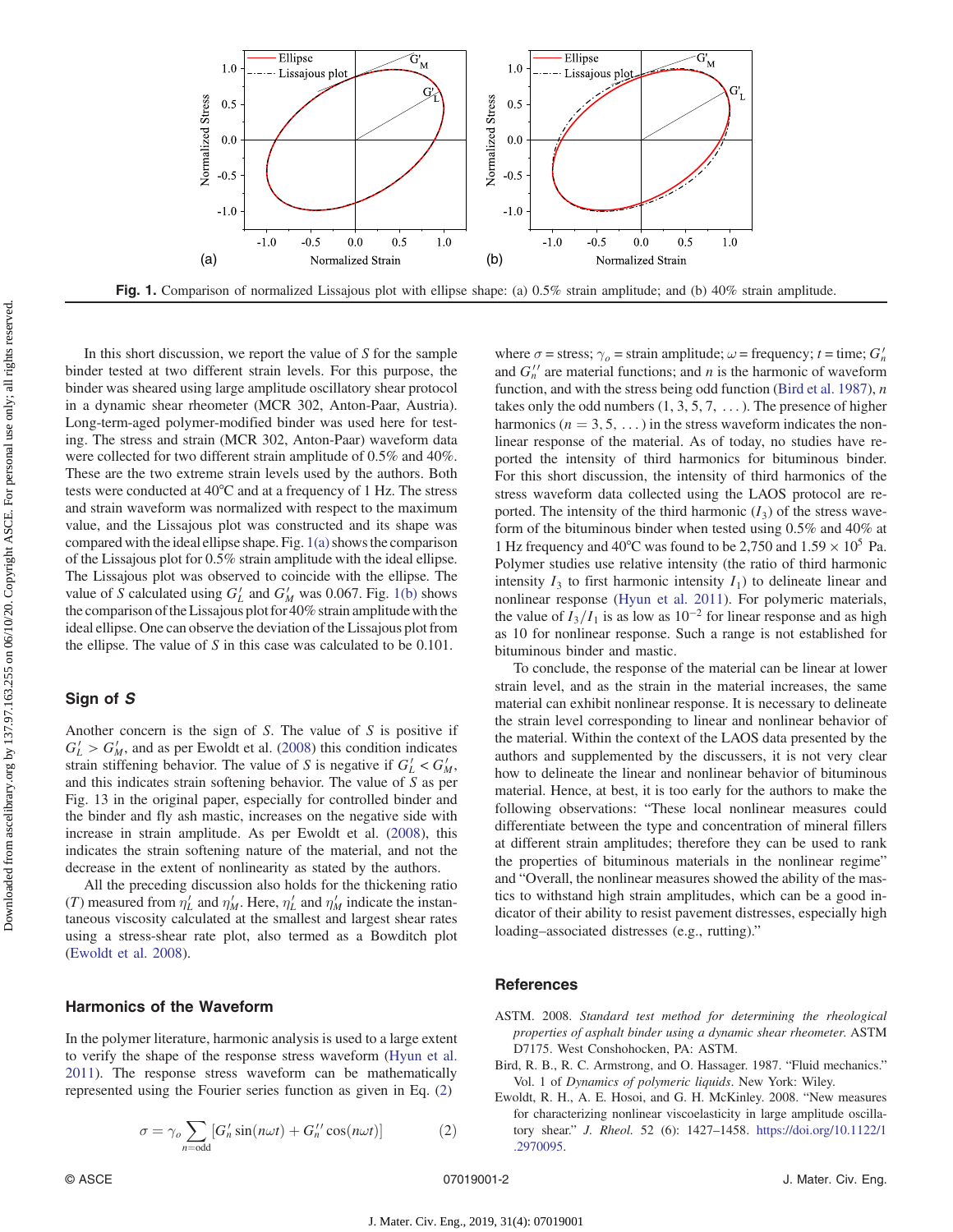Fig. 1. Comparison of normalized Lissajous plot with ellipse shape: (a) 0.5% strain amplitude; and (b) 40% strain amplitude.

In this short discussion, we report the value of $S$ for the sample binder tested at two different strain levels. For this purpose, the binder was sheared using large amplitude oscillatory shear protocol in a dynamic shear rheometer (MCR 302, Anton-Paar, Austria). Long-term-aged polymer-modified binder was used here for testing. The stress and strain (MCR 302, Anton-Paar) waveform data were collected for two different strain amplitude of 0.5% and 40%. These are the two extreme strain levels used by the authors. Both tests were conducted at 40°C and at a frequency of 1 Hz. The stress and strain waveform was normalized with respect to the maximum value, and the Lissajous plot was constructed and its shape was compared with the ideal ellipse shape. Fig. 1(a) shows the comparison of the Lissajous plot for 0.5% strain amplitude with the ideal ellipse. The Lissajous plot was observed to coincide with the ellipse. The value of $S$ calculated using $G'_L$ and $G'_M$ was 0.067. Fig. 1(b) shows the comparison of the Lissajous plot for 40% strain amplitude with the ideal ellipse. One can observe the deviation of the Lissajous plot from the ellipse. The value of $S$ in this case was calculated to be 0.101.

## Sign of *S*

Another concern is the sign of $S$. The value of $S$ is positive if $G'_L > G'_M$, and as per Ewoldt et al. (2008) this condition indicates strain stiffening behavior. The value of $S$ is negative if $G'_L < G'_M$, and this indicates strain softening behavior. The value of $S$ as per Fig. 13 in the original paper, especially for controlled binder and the binder and fly ash mastic, increases on the negative side with increase in strain amplitude. As per Ewoldt et al. (2008), this indicates the strain softening nature of the material, and not the decrease in the extent of nonlinearity as stated by the authors.

All the preceding discussion also holds for the thickening ratio ($T$) measured from $\eta'_L$ and $\eta'_M$. Here, $\eta'_L$ and $\eta'_M$ indicate the instantaneous viscosity calculated at the smallest and largest shear rates using a stress-shear rate plot, also termed as a Bowditch plot (Ewoldt et al. 2008).

## Harmonics of the Waveform

In the polymer literature, harmonic analysis is used to a large extent to verify the shape of the response stress waveform (Hyun et al. 2011). The response stress waveform can be mathematically represented using the Fourier series function as given in Eq. (2)

$$\sigma = \gamma_o \sum_{n=\text{odd}} [G'_n \sin(n\omega t) + G''_n \cos(n\omega t)] \quad (2)$$

where $\sigma$ = stress; $\gamma_o$ = strain amplitude; $\omega$ = frequency; $t$ = time; $G'_n$ and $G''_n$ are material functions; and $n$ is the harmonic of waveform function, and with the stress being odd function (Bird et al. 1987), $n$ takes only the odd numbers ($1, 3, 5, 7, \ldots$). The presence of higher harmonics ($n = 3, 5, \ldots$) in the stress waveform indicates the nonlinear response of the material. As of today, no studies have reported the intensity of third harmonics for bituminous binder. For this short discussion, the intensity of third harmonics of the stress waveform data collected using the LAOS protocol are reported. The intensity of the third harmonic ($I_3$) of the stress waveform of the bituminous binder when tested using 0.5% and 40% at 1 Hz frequency and 40°C was found to be 2,750 and $1.59 \times 10^5$ Pa. Polymer studies use relative intensity (the ratio of third harmonic intensity $I_3$ to first harmonic intensity $I_1$) to delineate linear and nonlinear response (Hyun et al. 2011). For polymeric materials, the value of $I_3/I_1$ is as low as $10^{-2}$ for linear response and as high as 10 for nonlinear response. Such a range is not established for bituminous binder and mastic.

To conclude, the response of the material can be linear at lower strain level, and as the strain in the material increases, the same material can exhibit nonlinear response. It is necessary to delineate the strain level corresponding to linear and nonlinear behavior of the material. Within the context of the LAOS data presented by the authors and supplemented by the discussers, it is not very clear how to delineate the linear and nonlinear behavior of bituminous material. Hence, at best, it is too early for the authors to make the following observations: "These local nonlinear measures could differentiate between the type and concentration of mineral fillers at different strain amplitudes; therefore they can be used to rank the properties of bituminous materials in the nonlinear regime" and "Overall, the nonlinear measures showed the ability of the mastics to withstand high strain amplitudes, which can be a good indicator of their ability to resist pavement distresses, especially high loading–associated distresses (e.g., rutting)."

## References

ASTM. 2008. *Standard test method for determining the rheological properties of asphalt binder using a dynamic shear rheometer*. ASTM D7175. West Conshohocken, PA: ASTM.

Bird, R. B., R. C. Armstrong, and O. Hassager. 1987. "Fluid mechanics." Vol. 1 of *Dynamics of polymeric liquids*. New York: Wiley.

Ewoldt, R. H., A. E. Hosoi, and G. H. McKinley. 2008. "New measures for characterizing nonlinear viscoelasticity in large amplitude oscillatory shear." *J. Rheol.* 52 (6): 1427–1458. https://doi.org/10.1122/1.2970095.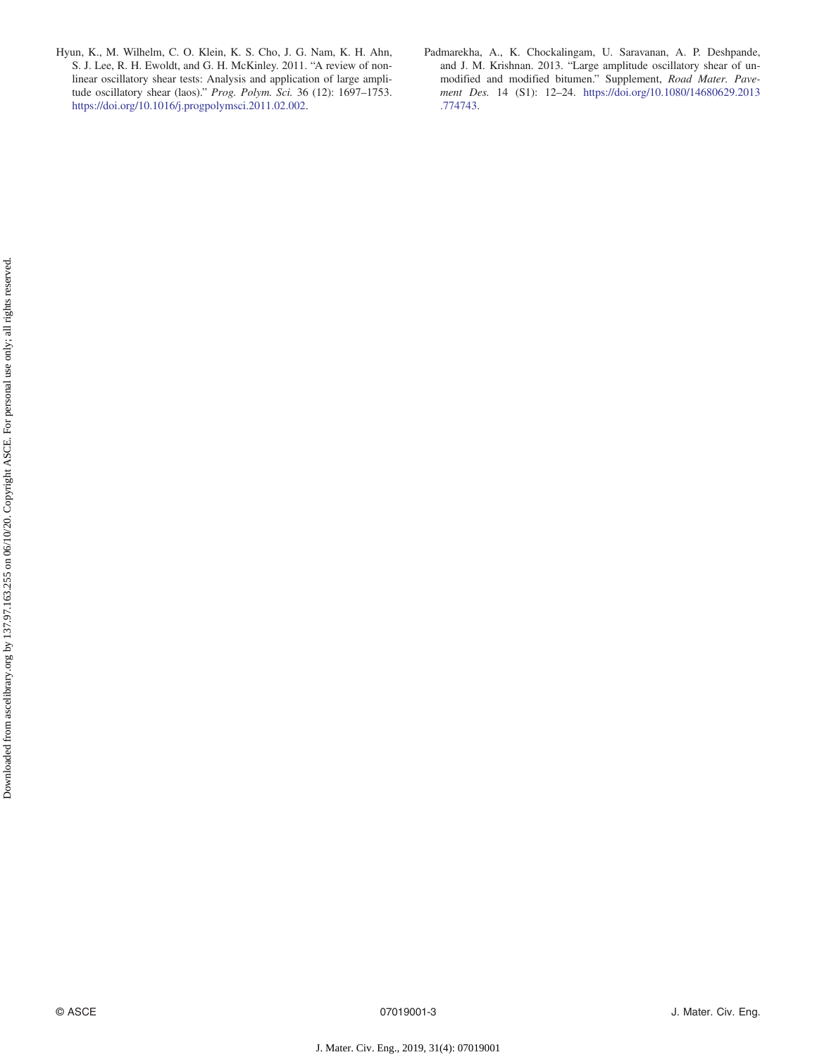Hyun, K., M. Wilhelm, C. O. Klein, K. S. Cho, J. G. Nam, K. H. Ahn, S. J. Lee, R. H. Ewoldt, and G. H. McKinley. 2011. "A review of nonlinear oscillatory shear tests: Analysis and application of large amplitude oscillatory shear (laos)." *Prog. Polym. Sci.* 36 (12): 1697–1753. https://doi.org/10.1016/j.progpolymsci.2011.02.002.

Padmarekha, A., K. Chockalingam, U. Saravanan, A. P. Deshpande, and J. M. Krishnan. 2013. "Large amplitude oscillatory shear of unmodified and modified bitumen." Supplement, *Road Mater. Pavement Des.* 14 (S1): 12–24. https://doi.org/10.1080/14680629.2013.774743.